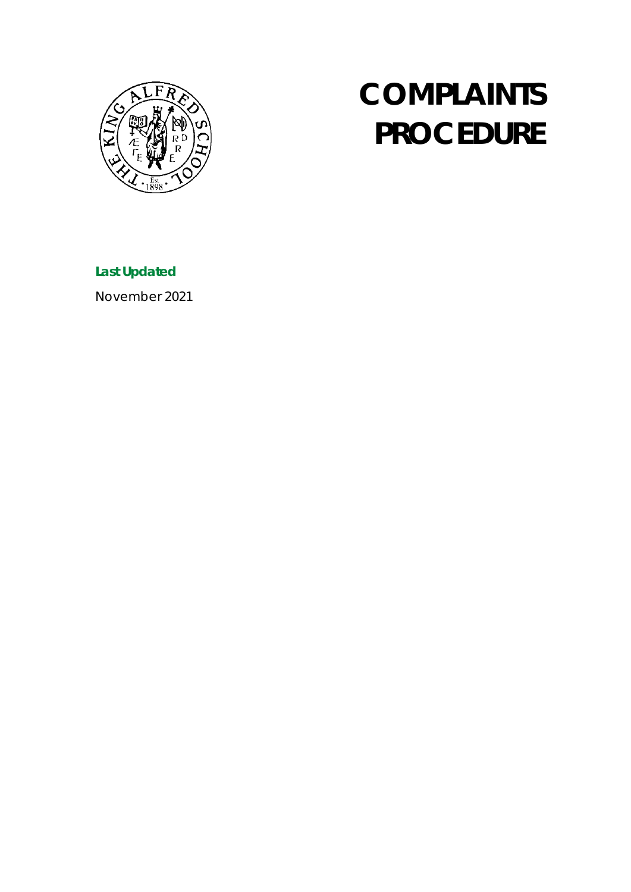# COMPLAINTS PROCEDURE

**Last Updated**

November 2021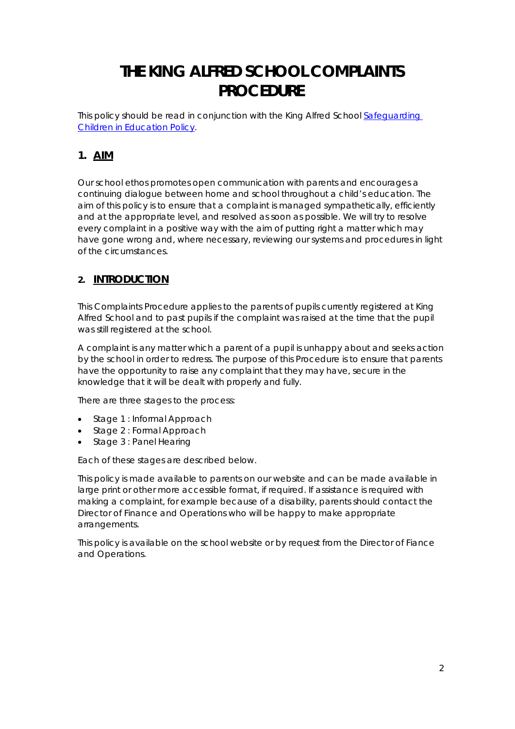# THE KING ALFRED SCHOOL COMPLAINTS PROCEDURE

This policy should be read in conjunction with the King Alfred School [Safeguarding Children in Education Policy](#).

## 1. AIM

Our school ethos promotes open communication with parents and encourages a continuing dialogue between home and school throughout a child's education. The aim of this policy is to ensure that a complaint is managed sympathetically, efficiently and at the appropriate level, and resolved as soon as possible. We will try to resolve every complaint in a positive way with the aim of putting right a matter which may have gone wrong and, where necessary, reviewing our systems and procedures in light of the circumstances.

## 2. INTRODUCTION

This Complaints Procedure applies to the parents of pupils currently registered at King Alfred School and to past pupils if the complaint was raised at the time that the pupil was still registered at the school.

A complaint is any matter which a parent of a pupil is unhappy about and seeks action by the school in order to redress. The purpose of this Procedure is to ensure that parents have the opportunity to raise any complaint that they may have, secure in the knowledge that it will be dealt with properly and fully.

There are three stages to the process:

- Stage 1 : Informal Approach
- Stage 2 : Formal Approach
- Stage 3 : Panel Hearing

Each of these stages are described below.

This policy is made available to parents on our website and can be made available in large print or other more accessible format, if required. If assistance is required with making a complaint, for example because of a disability, parents should contact the Director of Finance and Operations who will be happy to make appropriate arrangements.

This policy is available on the school website or by request from the Director of Fiance and Operations.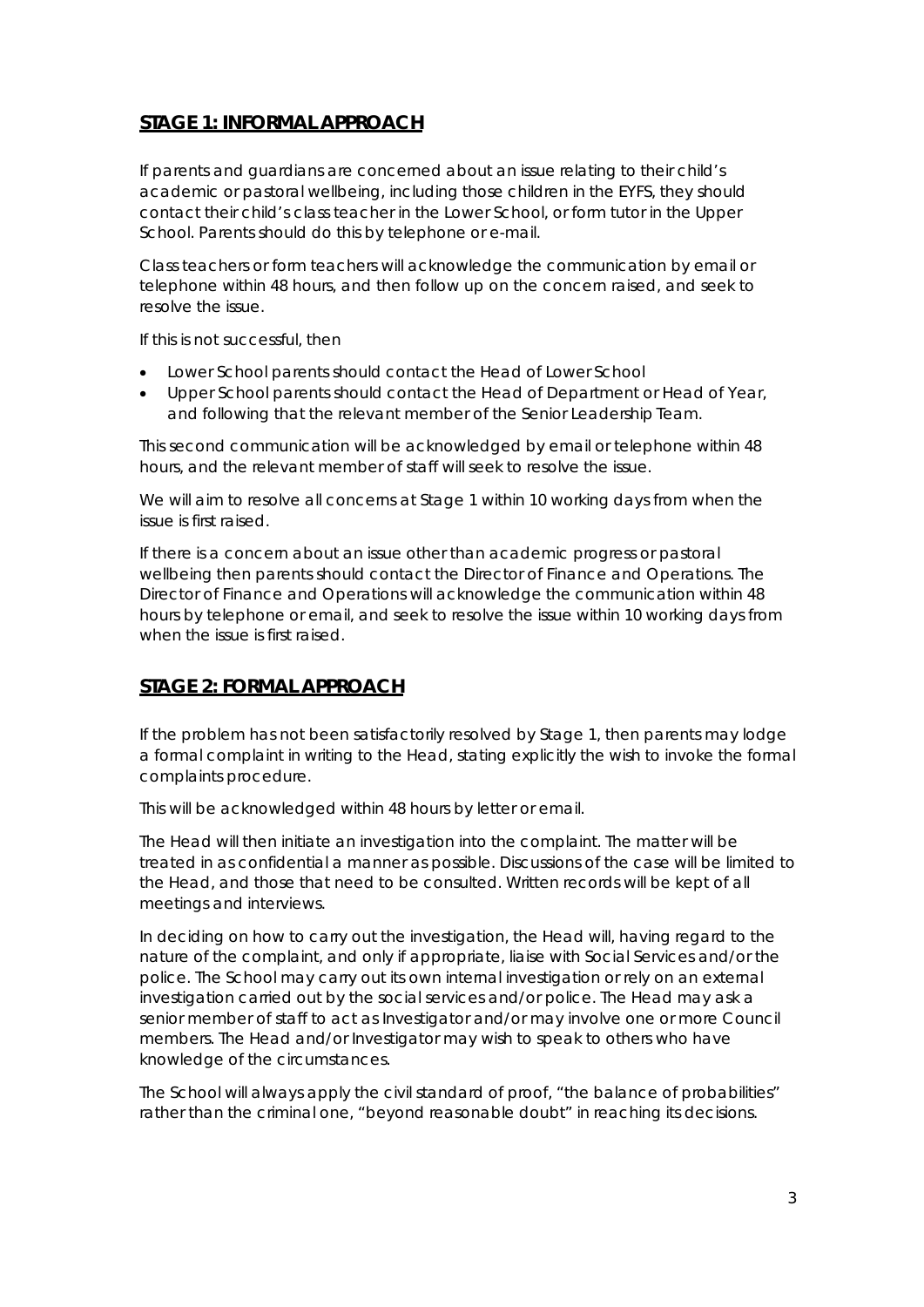## STAGE 1: INFORMAL APPROACH

If parents and guardians are concerned about an issue relating to their child's academic or pastoral wellbeing, including those children in the EYFS, they should contact their child's class teacher in the Lower School, or form tutor in the Upper School. Parents should do this by telephone or e-mail.

Class teachers or form teachers will acknowledge the communication by email or telephone within 48 hours, and then follow up on the concern raised, and seek to resolve the issue.

If this is not successful, then

- Lower School parents should contact the Head of Lower School
- Upper School parents should contact the Head of Department or Head of Year, and following that the relevant member of the Senior Leadership Team.

This second communication will be acknowledged by email or telephone within 48 hours, and the relevant member of staff will seek to resolve the issue.

We will aim to resolve all concerns at Stage 1 within 10 working days from when the issue is first raised.

If there is a concern about an issue other than academic progress or pastoral wellbeing then parents should contact the Director of Finance and Operations. The Director of Finance and Operations will acknowledge the communication within 48 hours by telephone or email, and seek to resolve the issue within 10 working days from when the issue is first raised.

## STAGE 2: FORMAL APPROACH

If the problem has not been satisfactorily resolved by Stage 1, then parents may lodge a formal complaint in writing to the Head, stating explicitly the wish to invoke the formal complaints procedure.

This will be acknowledged within 48 hours by letter or email.

The Head will then initiate an investigation into the complaint. The matter will be treated in as confidential a manner as possible. Discussions of the case will be limited to the Head, and those that need to be consulted. Written records will be kept of all meetings and interviews.

In deciding on how to carry out the investigation, the Head will, having regard to the nature of the complaint, and only if appropriate, liaise with Social Services and/or the police. The School may carry out its own internal investigation or rely on an external investigation carried out by the social services and/or police. The Head may ask a senior member of staff to act as Investigator and/or may involve one or more Council members. The Head and/or Investigator may wish to speak to others who have knowledge of the circumstances.

The School will always apply the civil standard of proof, "the balance of probabilities" rather than the criminal one, "beyond reasonable doubt" in reaching its decisions.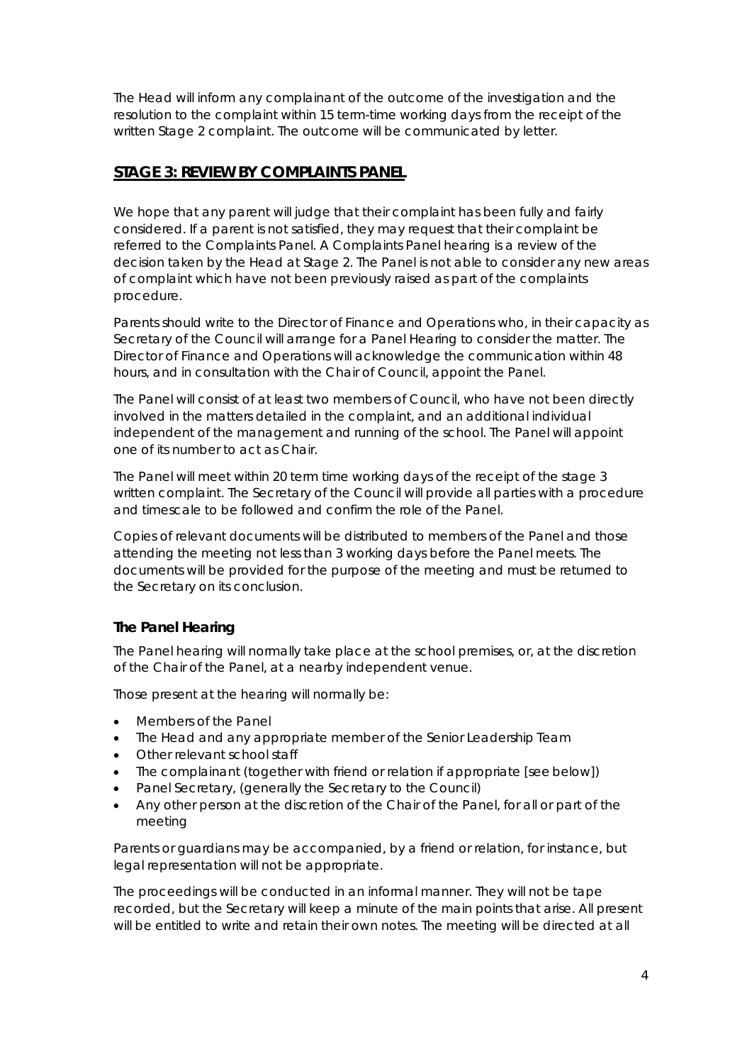The Head will inform any complainant of the outcome of the investigation and the resolution to the complaint within 15 term-time working days from the receipt of the written Stage 2 complaint. The outcome will be communicated by letter.

## STAGE 3: REVIEW BY COMPLAINTS PANEL

We hope that any parent will judge that their complaint has been fully and fairly considered. If a parent is not satisfied, they may request that their complaint be referred to the Complaints Panel. A Complaints Panel hearing is a review of the decision taken by the Head at Stage 2. The Panel is not able to consider any new areas of complaint which have not been previously raised as part of the complaints procedure.

Parents should write to the Director of Finance and Operations who, in their capacity as Secretary of the Council will arrange for a Panel Hearing to consider the matter. The Director of Finance and Operations will acknowledge the communication within 48 hours, and in consultation with the Chair of Council, appoint the Panel.

The Panel will consist of at least two members of Council, who have not been directly involved in the matters detailed in the complaint, and an additional individual independent of the management and running of the school. The Panel will appoint one of its number to act as Chair.

The Panel will meet within 20 term time working days of the receipt of the stage 3 written complaint. The Secretary of the Council will provide all parties with a procedure and timescale to be followed and confirm the role of the Panel.

Copies of relevant documents will be distributed to members of the Panel and those attending the meeting not less than 3 working days before the Panel meets. The documents will be provided for the purpose of the meeting and must be returned to the Secretary on its conclusion.

### The Panel Hearing

The Panel hearing will normally take place at the school premises, or, at the discretion of the Chair of the Panel, at a nearby independent venue.

Those present at the hearing will normally be:

- Members of the Panel
- The Head and any appropriate member of the Senior Leadership Team
- Other relevant school staff
- The complainant (together with friend or relation if appropriate [see below])
- Panel Secretary, (generally the Secretary to the Council)
- Any other person at the discretion of the Chair of the Panel, for all or part of the meeting

Parents or guardians may be accompanied, by a friend or relation, for instance, but legal representation will not be appropriate.

The proceedings will be conducted in an informal manner. They will not be tape recorded, but the Secretary will keep a minute of the main points that arise. All present will be entitled to write and retain their own notes. The meeting will be directed at all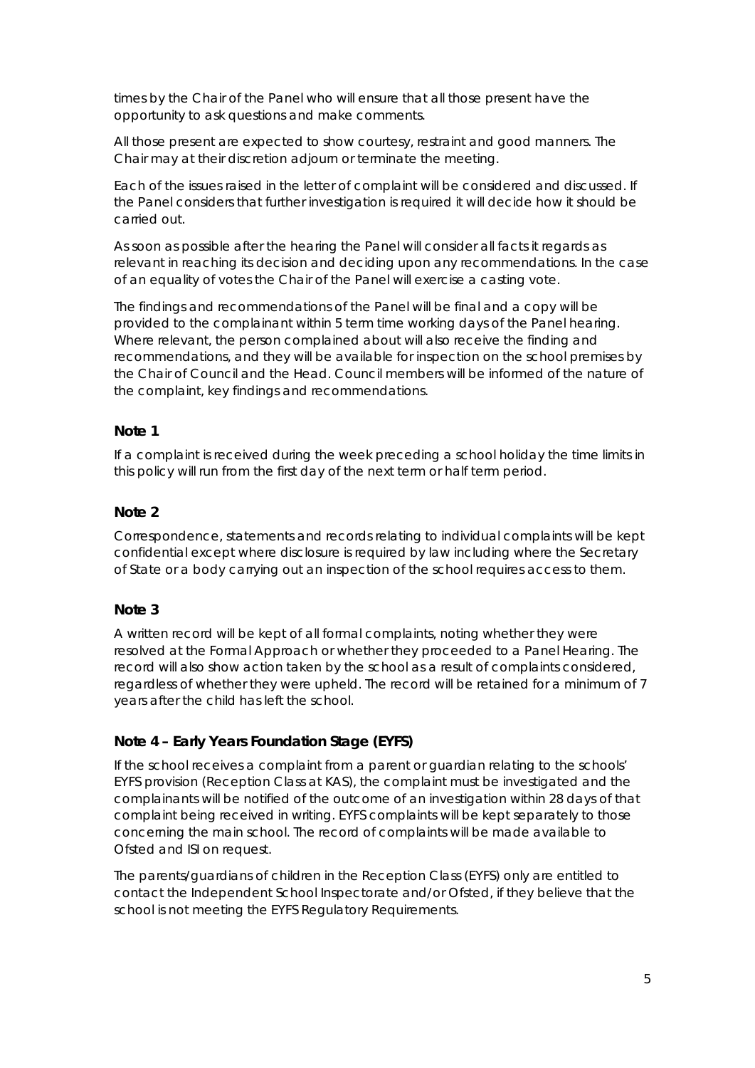times by the Chair of the Panel who will ensure that all those present have the opportunity to ask questions and make comments.

All those present are expected to show courtesy, restraint and good manners. The Chair may at their discretion adjourn or terminate the meeting.

Each of the issues raised in the letter of complaint will be considered and discussed. If the Panel considers that further investigation is required it will decide how it should be carried out.

As soon as possible after the hearing the Panel will consider all facts it regards as relevant in reaching its decision and deciding upon any recommendations. In the case of an equality of votes the Chair of the Panel will exercise a casting vote.

The findings and recommendations of the Panel will be final and a copy will be provided to the complainant within 5 term time working days of the Panel hearing. Where relevant, the person complained about will also receive the finding and recommendations, and they will be available for inspection on the school premises by the Chair of Council and the Head. Council members will be informed of the nature of the complaint, key findings and recommendations.

### Note 1

If a complaint is received during the week preceding a school holiday the time limits in this policy will run from the first day of the next term or half term period.

### Note 2

Correspondence, statements and records relating to individual complaints will be kept confidential except where disclosure is required by law including where the Secretary of State or a body carrying out an inspection of the school requires access to them.

### Note 3

A written record will be kept of all formal complaints, noting whether they were resolved at the Formal Approach or whether they proceeded to a Panel Hearing. The record will also show action taken by the school as a result of complaints considered, regardless of whether they were upheld. The record will be retained for a minimum of 7 years after the child has left the school.

### Note 4 – Early Years Foundation Stage (EYFS)

If the school receives a complaint from a parent or guardian relating to the schools' EYFS provision (Reception Class at KAS), the complaint must be investigated and the complainants will be notified of the outcome of an investigation within 28 days of that complaint being received in writing. EYFS complaints will be kept separately to those concerning the main school. The record of complaints will be made available to Ofsted and ISI on request.

The parents/guardians of children in the Reception Class (EYFS) only are entitled to contact the Independent School Inspectorate and/or Ofsted, if they believe that the school is not meeting the EYFS Regulatory Requirements.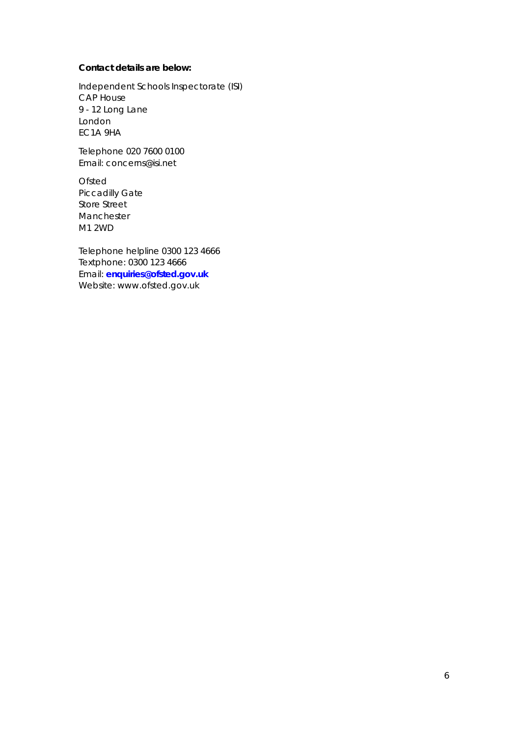**Contact details are below:**

Independent Schools Inspectorate (ISI)
CAP House
9 - 12 Long Lane
London
EC1A 9HA

Telephone 020 7600 0100
Email: concerns@isi.net

Ofsted
Piccadilly Gate
Store Street
Manchester
M1 2WD

Telephone helpline 0300 123 4666
Textphone: 0300 123 4666
Email: **enquiries@ofsted.gov.uk**
Website: www.ofsted.gov.uk